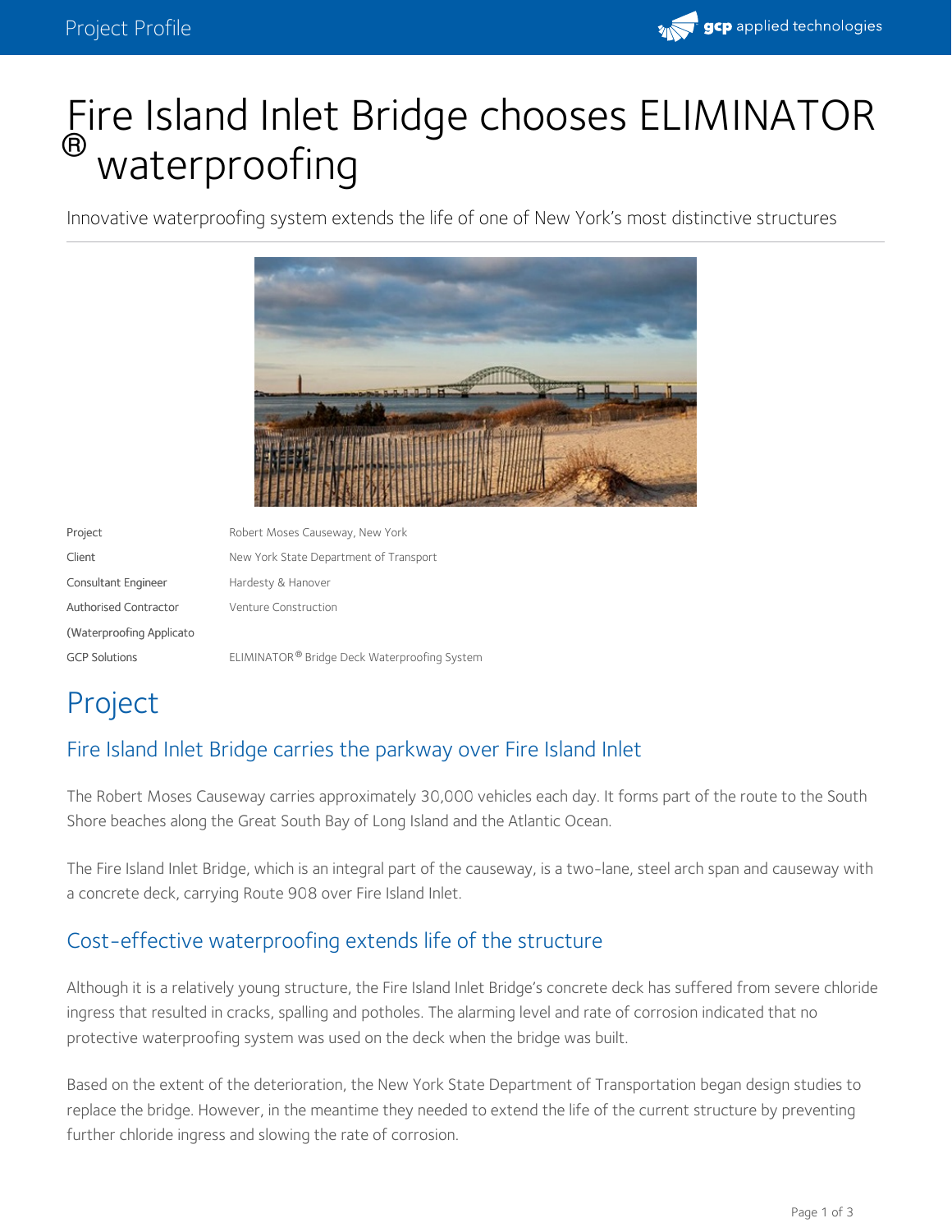# Fire Island Inlet Bridge chooses ELIMINATOR® waterproofing

Innovative waterproofing system extends the life of one of New York's most distinctive structures

| | |
|---|---|
| Project | Robert Moses Causeway, New York |
| Client | New York State Department of Transport |
| Consultant Engineer | Hardesty & Hanover |
| Authorised Contractor (Waterproofing Applicato | Venture Construction |
| GCP Solutions | ELIMINATOR® Bridge Deck Waterproofing System |

# Project

## Fire Island Inlet Bridge carries the parkway over Fire Island Inlet

The Robert Moses Causeway carries approximately 30,000 vehicles each day. It forms part of the route to the South Shore beaches along the Great South Bay of Long Island and the Atlantic Ocean.

The Fire Island Inlet Bridge, which is an integral part of the causeway, is a two-lane, steel arch span and causeway with a concrete deck, carrying Route 908 over Fire Island Inlet.

## Cost-effective waterproofing extends life of the structure

Although it is a relatively young structure, the Fire Island Inlet Bridge's concrete deck has suffered from severe chloride ingress that resulted in cracks, spalling and potholes. The alarming level and rate of corrosion indicated that no protective waterproofing system was used on the deck when the bridge was built.

Based on the extent of the deterioration, the New York State Department of Transportation began design studies to replace the bridge. However, in the meantime they needed to extend the life of the current structure by preventing further chloride ingress and slowing the rate of corrosion.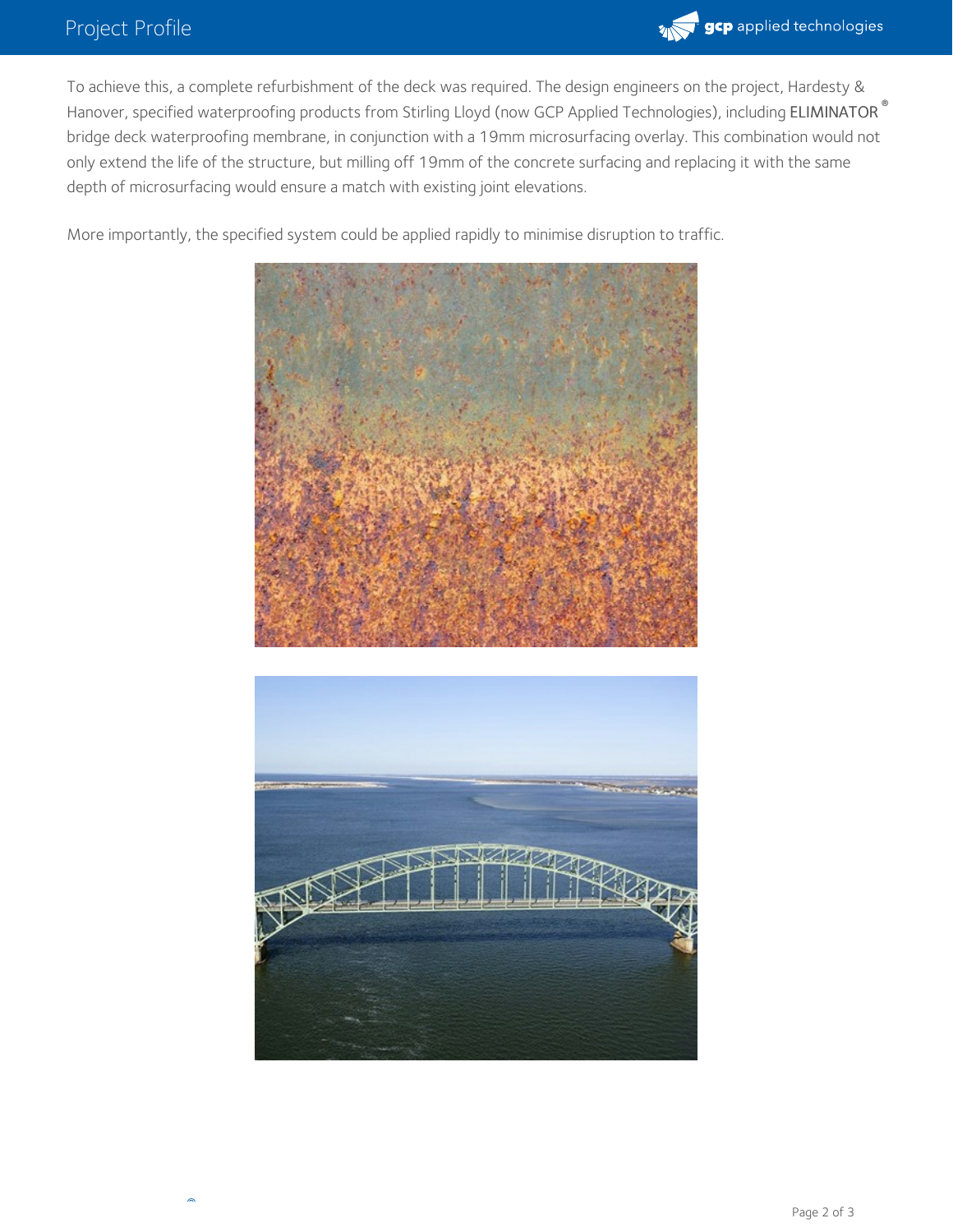To achieve this, a complete refurbishment of the deck was required. The design engineers on the project, Hardesty & Hanover, specified waterproofing products from Stirling Lloyd (now GCP Applied Technologies), including ELIMINATOR® bridge deck waterproofing membrane, in conjunction with a 19mm microsurfacing overlay. This combination would not only extend the life of the structure, but milling off 19mm of the concrete surfacing and replacing it with the same depth of microsurfacing would ensure a match with existing joint elevations.

More importantly, the specified system could be applied rapidly to minimise disruption to traffic.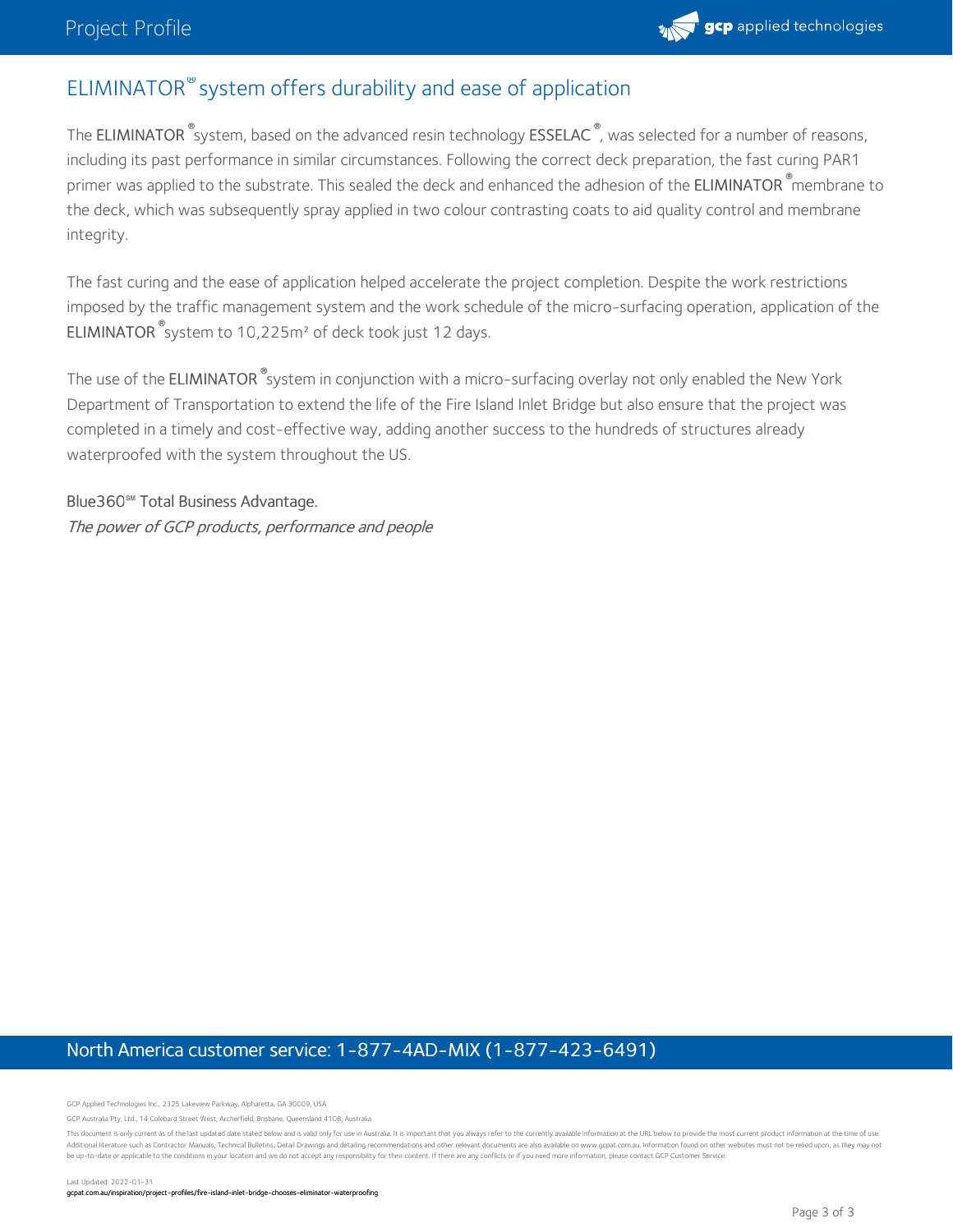## ELIMINATOR® system offers durability and ease of application

The ELIMINATOR® system, based on the advanced resin technology ESSELAC®, was selected for a number of reasons, including its past performance in similar circumstances. Following the correct deck preparation, the fast curing PAR1 primer was applied to the substrate. This sealed the deck and enhanced the adhesion of the ELIMINATOR® membrane to the deck, which was subsequently spray applied in two colour contrasting coats to aid quality control and membrane integrity.

The fast curing and the ease of application helped accelerate the project completion. Despite the work restrictions imposed by the traffic management system and the work schedule of the micro-surfacing operation, application of the ELIMINATOR® system to 10,225m² of deck took just 12 days.

The use of the ELIMINATOR® system in conjunction with a micro-surfacing overlay not only enabled the New York Department of Transportation to extend the life of the Fire Island Inlet Bridge but also ensure that the project was completed in a timely and cost-effective way, adding another success to the hundreds of structures already waterproofed with the system throughout the US.

Blue360℠ Total Business Advantage.
*The power of GCP products, performance and people*

North America customer service: 1-877-4AD-MIX (1-877-423-6491)

GCP Applied Technologies Inc., 2325 Lakeview Parkway, Alpharetta, GA 30009, USA

GCP Australia Pty. Ltd., 14 Colebard Street West, Archerfield, Brisbane, Queensland 4108, Australia

This document is only current as of the last updated date stated below and is valid only for use in Australia. It is important that you always refer to the currently available information at the URL below to provide the most current product information at the time of use. Additional literature such as Contractor Manuals, Technical Bulletins, Detail Drawings and detailing recommendations and other relevant documents are also available on www.gcpat.com.au. Information found on other websites must not be relied upon, as they may not be up-to-date or applicable to the conditions in your location and we do not accept any responsibility for their content. If there are any conflicts or if you need more information, please contact GCP Customer Service.

Last Updated: 2022-01-31
gcpat.com.au/inspiration/project-profiles/fire-island-inlet-bridge-chooses-eliminator-waterproofing